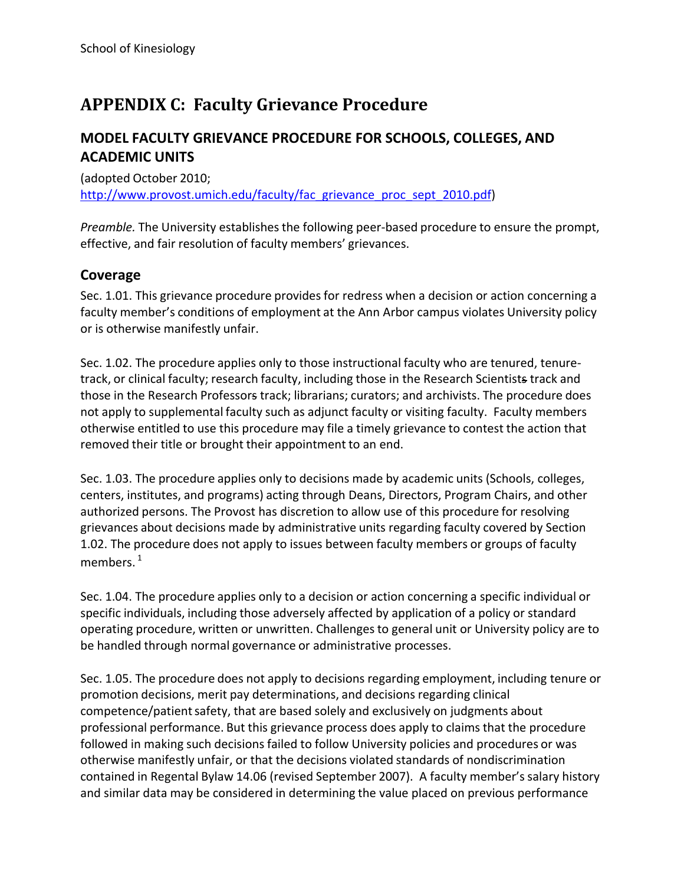School of Kinesiology

# APPENDIX C: Faculty Grievance Procedure

## MODEL FACULTY GRIEVANCE PROCEDURE FOR SCHOOLS, COLLEGES, AND ACADEMIC UNITS

(adopted October 2010; http://www.provost.umich.edu/faculty/fac_grievance_proc_sept_2010.pdf)

*Preamble.* The University establishes the following peer-based procedure to ensure the prompt, effective, and fair resolution of faculty members' grievances.

### Coverage

Sec. 1.01. This grievance procedure provides for redress when a decision or action concerning a faculty member's conditions of employment at the Ann Arbor campus violates University policy or is otherwise manifestly unfair.

Sec. 1.02. The procedure applies only to those instructional faculty who are tenured, tenure-track, or clinical faculty; research faculty, including those in the Research Scientists track and those in the Research Professors track; librarians; curators; and archivists. The procedure does not apply to supplemental faculty such as adjunct faculty or visiting faculty. Faculty members otherwise entitled to use this procedure may file a timely grievance to contest the action that removed their title or brought their appointment to an end.

Sec. 1.03. The procedure applies only to decisions made by academic units (Schools, colleges, centers, institutes, and programs) acting through Deans, Directors, Program Chairs, and other authorized persons. The Provost has discretion to allow use of this procedure for resolving grievances about decisions made by administrative units regarding faculty covered by Section 1.02. The procedure does not apply to issues between faculty members or groups of faculty members. [1]

Sec. 1.04. The procedure applies only to a decision or action concerning a specific individual or specific individuals, including those adversely affected by application of a policy or standard operating procedure, written or unwritten. Challenges to general unit or University policy are to be handled through normal governance or administrative processes.

Sec. 1.05. The procedure does not apply to decisions regarding employment, including tenure or promotion decisions, merit pay determinations, and decisions regarding clinical competence/patient safety, that are based solely and exclusively on judgments about professional performance. But this grievance process does apply to claims that the procedure followed in making such decisions failed to follow University policies and procedures or was otherwise manifestly unfair, or that the decisions violated standards of nondiscrimination contained in Regental Bylaw 14.06 (revised September 2007). A faculty member's salary history and similar data may be considered in determining the value placed on previous performance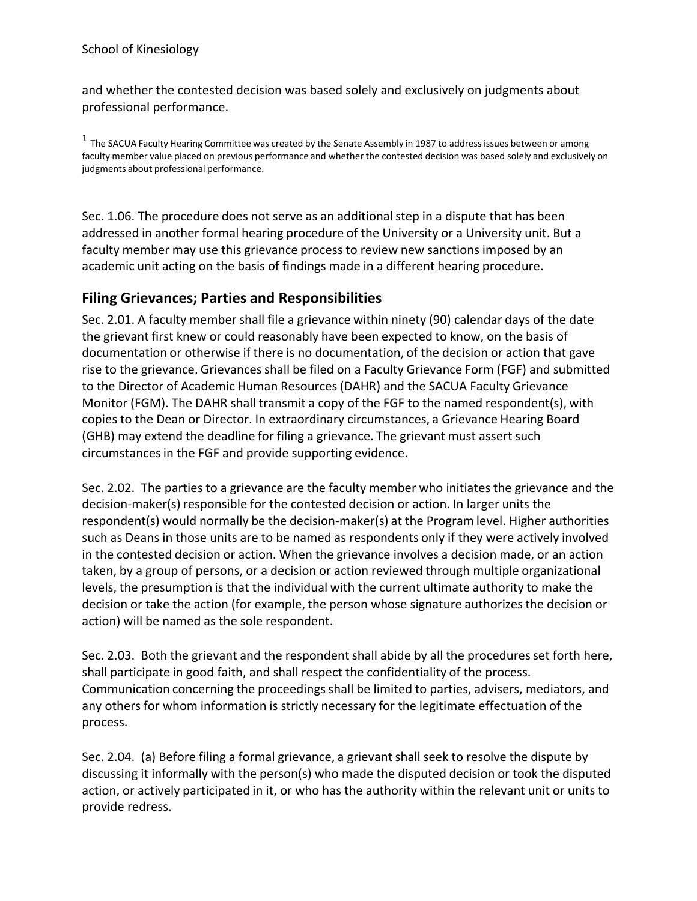and whether the contested decision was based solely and exclusively on judgments about professional performance.

[1] The SACUA Faculty Hearing Committee was created by the Senate Assembly in 1987 to address issues between or among faculty member value placed on previous performance and whether the contested decision was based solely and exclusively on judgments about professional performance.

Sec. 1.06. The procedure does not serve as an additional step in a dispute that has been addressed in another formal hearing procedure of the University or a University unit. But a faculty member may use this grievance process to review new sanctions imposed by an academic unit acting on the basis of findings made in a different hearing procedure.

## Filing Grievances; Parties and Responsibilities

Sec. 2.01. A faculty member shall file a grievance within ninety (90) calendar days of the date the grievant first knew or could reasonably have been expected to know, on the basis of documentation or otherwise if there is no documentation, of the decision or action that gave rise to the grievance. Grievances shall be filed on a Faculty Grievance Form (FGF) and submitted to the Director of Academic Human Resources (DAHR) and the SACUA Faculty Grievance Monitor (FGM). The DAHR shall transmit a copy of the FGF to the named respondent(s), with copies to the Dean or Director. In extraordinary circumstances, a Grievance Hearing Board (GHB) may extend the deadline for filing a grievance. The grievant must assert such circumstances in the FGF and provide supporting evidence.

Sec. 2.02. The parties to a grievance are the faculty member who initiates the grievance and the decision-maker(s) responsible for the contested decision or action. In larger units the respondent(s) would normally be the decision-maker(s) at the Program level. Higher authorities such as Deans in those units are to be named as respondents only if they were actively involved in the contested decision or action. When the grievance involves a decision made, or an action taken, by a group of persons, or a decision or action reviewed through multiple organizational levels, the presumption is that the individual with the current ultimate authority to make the decision or take the action (for example, the person whose signature authorizes the decision or action) will be named as the sole respondent.

Sec. 2.03. Both the grievant and the respondent shall abide by all the procedures set forth here, shall participate in good faith, and shall respect the confidentiality of the process. Communication concerning the proceedings shall be limited to parties, advisers, mediators, and any others for whom information is strictly necessary for the legitimate effectuation of the process.

Sec. 2.04. (a) Before filing a formal grievance, a grievant shall seek to resolve the dispute by discussing it informally with the person(s) who made the disputed decision or took the disputed action, or actively participated in it, or who has the authority within the relevant unit or units to provide redress.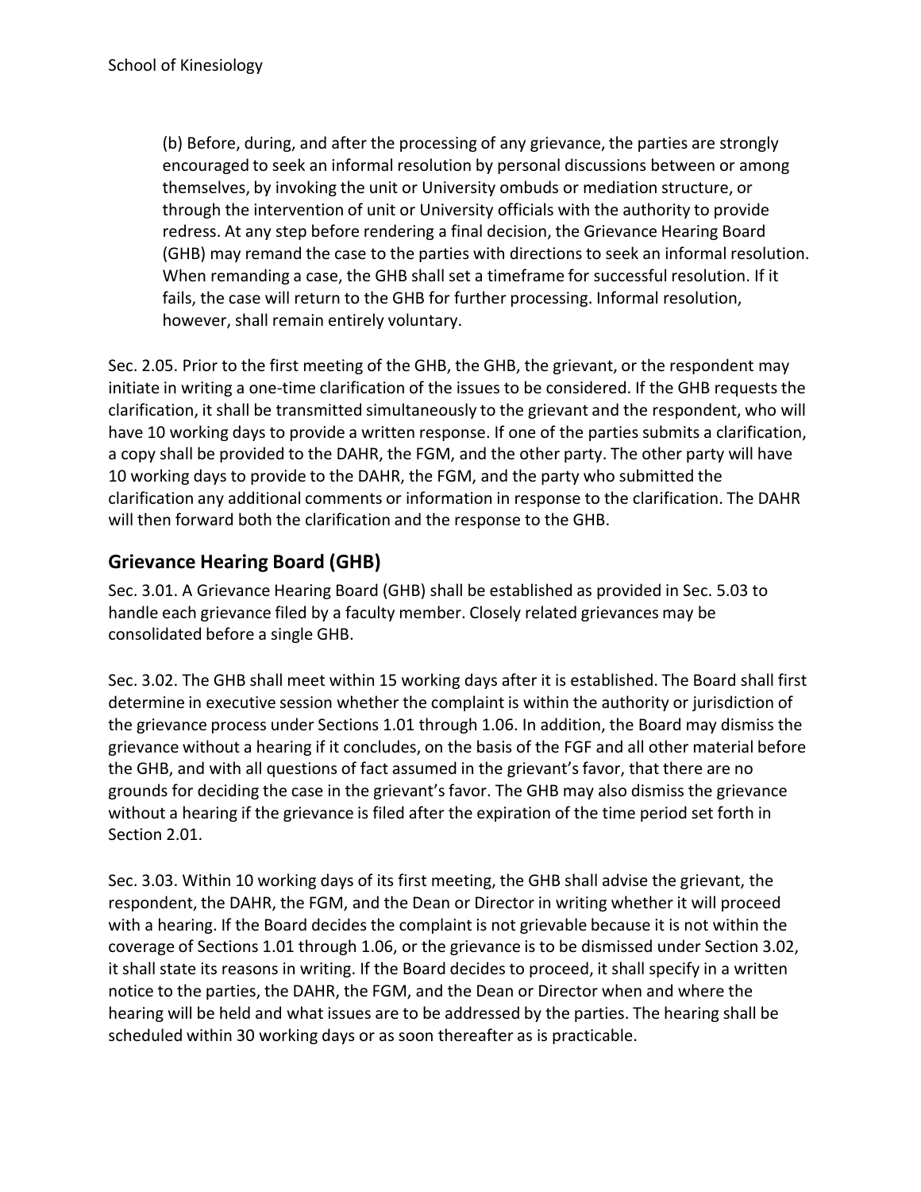(b) Before, during, and after the processing of any grievance, the parties are strongly encouraged to seek an informal resolution by personal discussions between or among themselves, by invoking the unit or University ombuds or mediation structure, or through the intervention of unit or University officials with the authority to provide redress. At any step before rendering a final decision, the Grievance Hearing Board (GHB) may remand the case to the parties with directions to seek an informal resolution. When remanding a case, the GHB shall set a timeframe for successful resolution. If it fails, the case will return to the GHB for further processing. Informal resolution, however, shall remain entirely voluntary.

Sec. 2.05. Prior to the first meeting of the GHB, the GHB, the grievant, or the respondent may initiate in writing a one-time clarification of the issues to be considered. If the GHB requests the clarification, it shall be transmitted simultaneously to the grievant and the respondent, who will have 10 working days to provide a written response. If one of the parties submits a clarification, a copy shall be provided to the DAHR, the FGM, and the other party. The other party will have 10 working days to provide to the DAHR, the FGM, and the party who submitted the clarification any additional comments or information in response to the clarification. The DAHR will then forward both the clarification and the response to the GHB.

## Grievance Hearing Board (GHB)

Sec. 3.01. A Grievance Hearing Board (GHB) shall be established as provided in Sec. 5.03 to handle each grievance filed by a faculty member. Closely related grievances may be consolidated before a single GHB.

Sec. 3.02. The GHB shall meet within 15 working days after it is established. The Board shall first determine in executive session whether the complaint is within the authority or jurisdiction of the grievance process under Sections 1.01 through 1.06. In addition, the Board may dismiss the grievance without a hearing if it concludes, on the basis of the FGF and all other material before the GHB, and with all questions of fact assumed in the grievant's favor, that there are no grounds for deciding the case in the grievant's favor. The GHB may also dismiss the grievance without a hearing if the grievance is filed after the expiration of the time period set forth in Section 2.01.

Sec. 3.03. Within 10 working days of its first meeting, the GHB shall advise the grievant, the respondent, the DAHR, the FGM, and the Dean or Director in writing whether it will proceed with a hearing. If the Board decides the complaint is not grievable because it is not within the coverage of Sections 1.01 through 1.06, or the grievance is to be dismissed under Section 3.02, it shall state its reasons in writing. If the Board decides to proceed, it shall specify in a written notice to the parties, the DAHR, the FGM, and the Dean or Director when and where the hearing will be held and what issues are to be addressed by the parties. The hearing shall be scheduled within 30 working days or as soon thereafter as is practicable.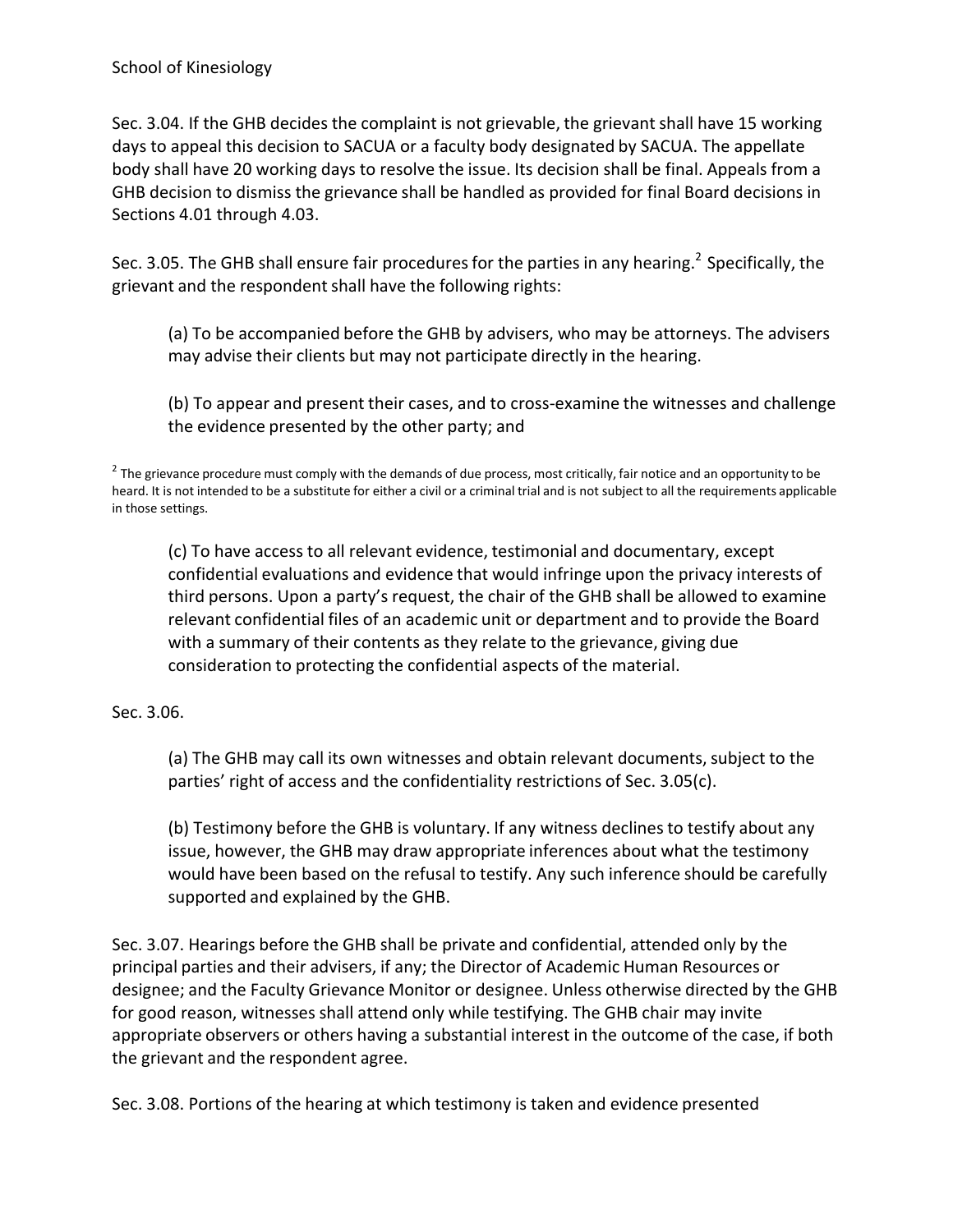Sec. 3.04. If the GHB decides the complaint is not grievable, the grievant shall have 15 working days to appeal this decision to SACUA or a faculty body designated by SACUA. The appellate body shall have 20 working days to resolve the issue. Its decision shall be final. Appeals from a GHB decision to dismiss the grievance shall be handled as provided for final Board decisions in Sections 4.01 through 4.03.

Sec. 3.05. The GHB shall ensure fair procedures for the parties in any hearing.[2] Specifically, the grievant and the respondent shall have the following rights:

> (a) To be accompanied before the GHB by advisers, who may be attorneys. The advisers may advise their clients but may not participate directly in the hearing.
>
> (b) To appear and present their cases, and to cross-examine the witnesses and challenge the evidence presented by the other party; and
>
> (c) To have access to all relevant evidence, testimonial and documentary, except confidential evaluations and evidence that would infringe upon the privacy interests of third persons. Upon a party's request, the chair of the GHB shall be allowed to examine relevant confidential files of an academic unit or department and to provide the Board with a summary of their contents as they relate to the grievance, giving due consideration to protecting the confidential aspects of the material.

Sec. 3.06.

> (a) The GHB may call its own witnesses and obtain relevant documents, subject to the parties' right of access and the confidentiality restrictions of Sec. 3.05(c).
>
> (b) Testimony before the GHB is voluntary. If any witness declines to testify about any issue, however, the GHB may draw appropriate inferences about what the testimony would have been based on the refusal to testify. Any such inference should be carefully supported and explained by the GHB.

Sec. 3.07. Hearings before the GHB shall be private and confidential, attended only by the principal parties and their advisers, if any; the Director of Academic Human Resources or designee; and the Faculty Grievance Monitor or designee. Unless otherwise directed by the GHB for good reason, witnesses shall attend only while testifying. The GHB chair may invite appropriate observers or others having a substantial interest in the outcome of the case, if both the grievant and the respondent agree.

Sec. 3.08. Portions of the hearing at which testimony is taken and evidence presented

---

[2] The grievance procedure must comply with the demands of due process, most critically, fair notice and an opportunity to be heard. It is not intended to be a substitute for either a civil or a criminal trial and is not subject to all the requirements applicable in those settings.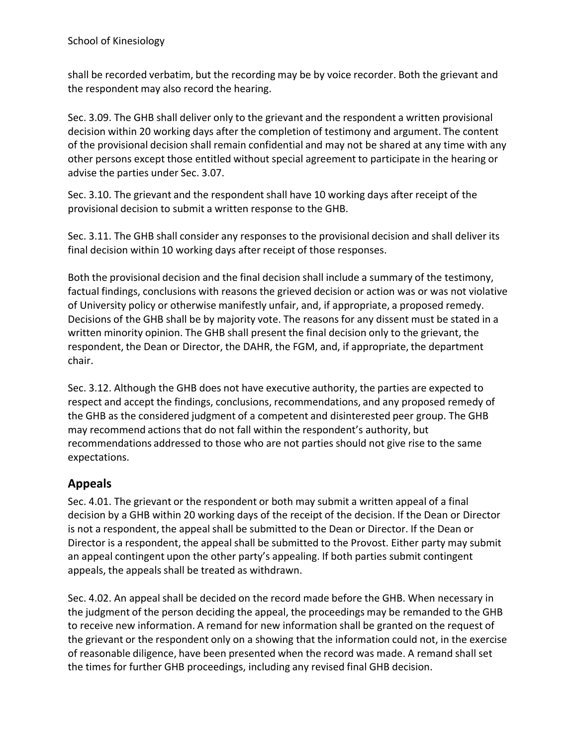shall be recorded verbatim, but the recording may be by voice recorder. Both the grievant and the respondent may also record the hearing.

Sec. 3.09. The GHB shall deliver only to the grievant and the respondent a written provisional decision within 20 working days after the completion of testimony and argument. The content of the provisional decision shall remain confidential and may not be shared at any time with any other persons except those entitled without special agreement to participate in the hearing or advise the parties under Sec. 3.07.

Sec. 3.10. The grievant and the respondent shall have 10 working days after receipt of the provisional decision to submit a written response to the GHB.

Sec. 3.11. The GHB shall consider any responses to the provisional decision and shall deliver its final decision within 10 working days after receipt of those responses.

Both the provisional decision and the final decision shall include a summary of the testimony, factual findings, conclusions with reasons the grieved decision or action was or was not violative of University policy or otherwise manifestly unfair, and, if appropriate, a proposed remedy. Decisions of the GHB shall be by majority vote. The reasons for any dissent must be stated in a written minority opinion. The GHB shall present the final decision only to the grievant, the respondent, the Dean or Director, the DAHR, the FGM, and, if appropriate, the department chair.

Sec. 3.12. Although the GHB does not have executive authority, the parties are expected to respect and accept the findings, conclusions, recommendations, and any proposed remedy of the GHB as the considered judgment of a competent and disinterested peer group. The GHB may recommend actions that do not fall within the respondent's authority, but recommendations addressed to those who are not parties should not give rise to the same expectations.

## Appeals

Sec. 4.01. The grievant or the respondent or both may submit a written appeal of a final decision by a GHB within 20 working days of the receipt of the decision. If the Dean or Director is not a respondent, the appeal shall be submitted to the Dean or Director. If the Dean or Director is a respondent, the appeal shall be submitted to the Provost. Either party may submit an appeal contingent upon the other party's appealing. If both parties submit contingent appeals, the appeals shall be treated as withdrawn.

Sec. 4.02. An appeal shall be decided on the record made before the GHB. When necessary in the judgment of the person deciding the appeal, the proceedings may be remanded to the GHB to receive new information. A remand for new information shall be granted on the request of the grievant or the respondent only on a showing that the information could not, in the exercise of reasonable diligence, have been presented when the record was made. A remand shall set the times for further GHB proceedings, including any revised final GHB decision.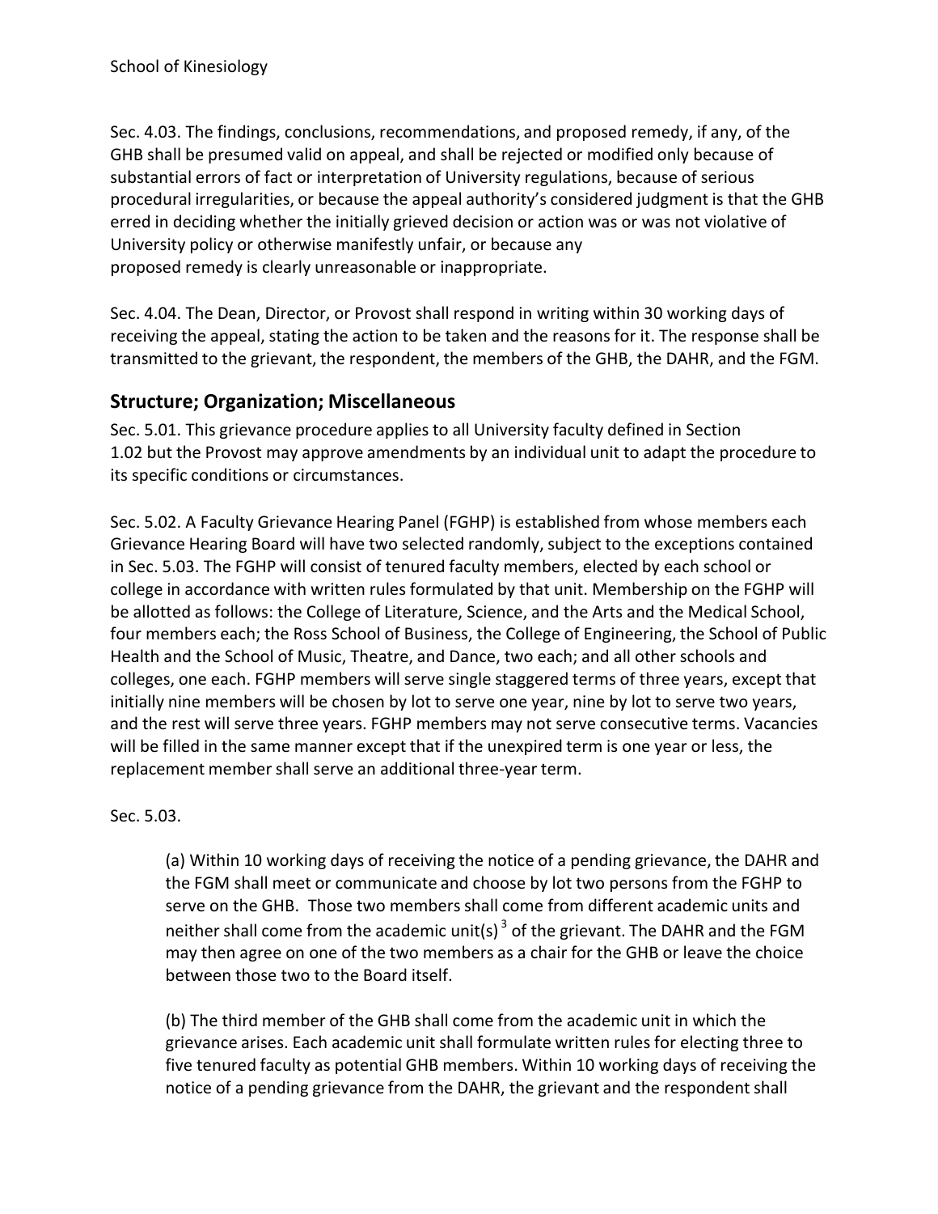Sec. 4.03. The findings, conclusions, recommendations, and proposed remedy, if any, of the GHB shall be presumed valid on appeal, and shall be rejected or modified only because of substantial errors of fact or interpretation of University regulations, because of serious procedural irregularities, or because the appeal authority's considered judgment is that the GHB erred in deciding whether the initially grieved decision or action was or was not violative of University policy or otherwise manifestly unfair, or because any proposed remedy is clearly unreasonable or inappropriate.

Sec. 4.04. The Dean, Director, or Provost shall respond in writing within 30 working days of receiving the appeal, stating the action to be taken and the reasons for it. The response shall be transmitted to the grievant, the respondent, the members of the GHB, the DAHR, and the FGM.

## Structure; Organization; Miscellaneous

Sec. 5.01. This grievance procedure applies to all University faculty defined in Section 1.02 but the Provost may approve amendments by an individual unit to adapt the procedure to its specific conditions or circumstances.

Sec. 5.02. A Faculty Grievance Hearing Panel (FGHP) is established from whose members each Grievance Hearing Board will have two selected randomly, subject to the exceptions contained in Sec. 5.03. The FGHP will consist of tenured faculty members, elected by each school or college in accordance with written rules formulated by that unit. Membership on the FGHP will be allotted as follows: the College of Literature, Science, and the Arts and the Medical School, four members each; the Ross School of Business, the College of Engineering, the School of Public Health and the School of Music, Theatre, and Dance, two each; and all other schools and colleges, one each. FGHP members will serve single staggered terms of three years, except that initially nine members will be chosen by lot to serve one year, nine by lot to serve two years, and the rest will serve three years. FGHP members may not serve consecutive terms. Vacancies will be filled in the same manner except that if the unexpired term is one year or less, the replacement member shall serve an additional three-year term.

Sec. 5.03.

(a) Within 10 working days of receiving the notice of a pending grievance, the DAHR and the FGM shall meet or communicate and choose by lot two persons from the FGHP to serve on the GHB. Those two members shall come from different academic units and neither shall come from the academic unit(s)[3] of the grievant. The DAHR and the FGM may then agree on one of the two members as a chair for the GHB or leave the choice between those two to the Board itself.

(b) The third member of the GHB shall come from the academic unit in which the grievance arises. Each academic unit shall formulate written rules for electing three to five tenured faculty as potential GHB members. Within 10 working days of receiving the notice of a pending grievance from the DAHR, the grievant and the respondent shall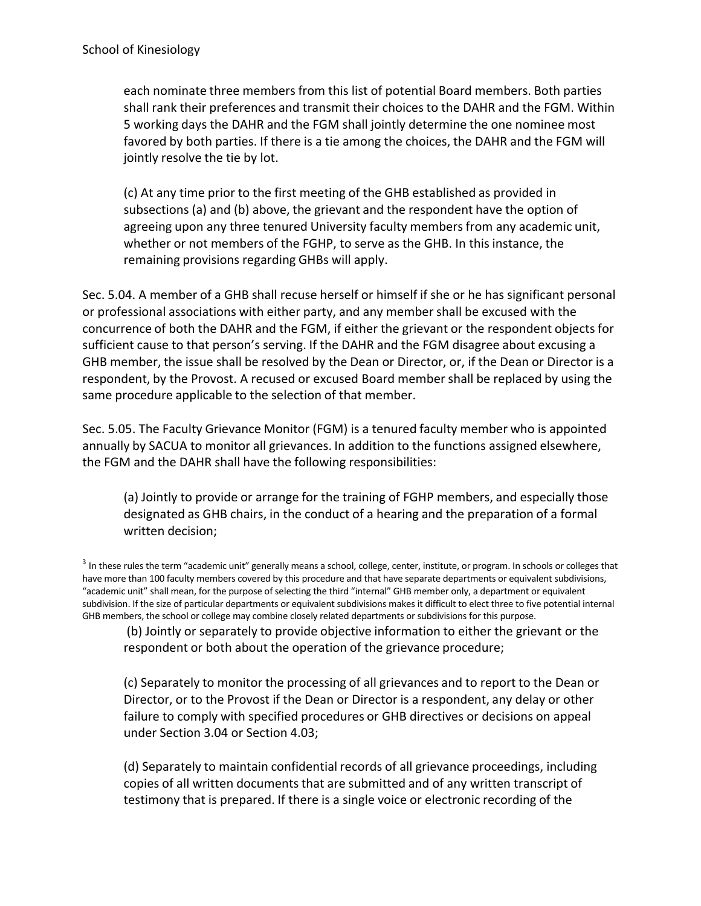each nominate three members from this list of potential Board members. Both parties shall rank their preferences and transmit their choices to the DAHR and the FGM. Within 5 working days the DAHR and the FGM shall jointly determine the one nominee most favored by both parties. If there is a tie among the choices, the DAHR and the FGM will jointly resolve the tie by lot.

(c) At any time prior to the first meeting of the GHB established as provided in subsections (a) and (b) above, the grievant and the respondent have the option of agreeing upon any three tenured University faculty members from any academic unit, whether or not members of the FGHP, to serve as the GHB. In this instance, the remaining provisions regarding GHBs will apply.

Sec. 5.04. A member of a GHB shall recuse herself or himself if she or he has significant personal or professional associations with either party, and any member shall be excused with the concurrence of both the DAHR and the FGM, if either the grievant or the respondent objects for sufficient cause to that person's serving. If the DAHR and the FGM disagree about excusing a GHB member, the issue shall be resolved by the Dean or Director, or, if the Dean or Director is a respondent, by the Provost. A recused or excused Board member shall be replaced by using the same procedure applicable to the selection of that member.

Sec. 5.05. The Faculty Grievance Monitor (FGM) is a tenured faculty member who is appointed annually by SACUA to monitor all grievances. In addition to the functions assigned elsewhere, the FGM and the DAHR shall have the following responsibilities:

(a) Jointly to provide or arrange for the training of FGHP members, and especially those designated as GHB chairs, in the conduct of a hearing and the preparation of a formal written decision;

(b) Jointly or separately to provide objective information to either the grievant or the respondent or both about the operation of the grievance procedure;

(c) Separately to monitor the processing of all grievances and to report to the Dean or Director, or to the Provost if the Dean or Director is a respondent, any delay or other failure to comply with specified procedures or GHB directives or decisions on appeal under Section 3.04 or Section 4.03;

(d) Separately to maintain confidential records of all grievance proceedings, including copies of all written documents that are submitted and of any written transcript of testimony that is prepared. If there is a single voice or electronic recording of the

[3] In these rules the term "academic unit" generally means a school, college, center, institute, or program. In schools or colleges that have more than 100 faculty members covered by this procedure and that have separate departments or equivalent subdivisions, "academic unit" shall mean, for the purpose of selecting the third "internal" GHB member only, a department or equivalent subdivision. If the size of particular departments or equivalent subdivisions makes it difficult to elect three to five potential internal GHB members, the school or college may combine closely related departments or subdivisions for this purpose.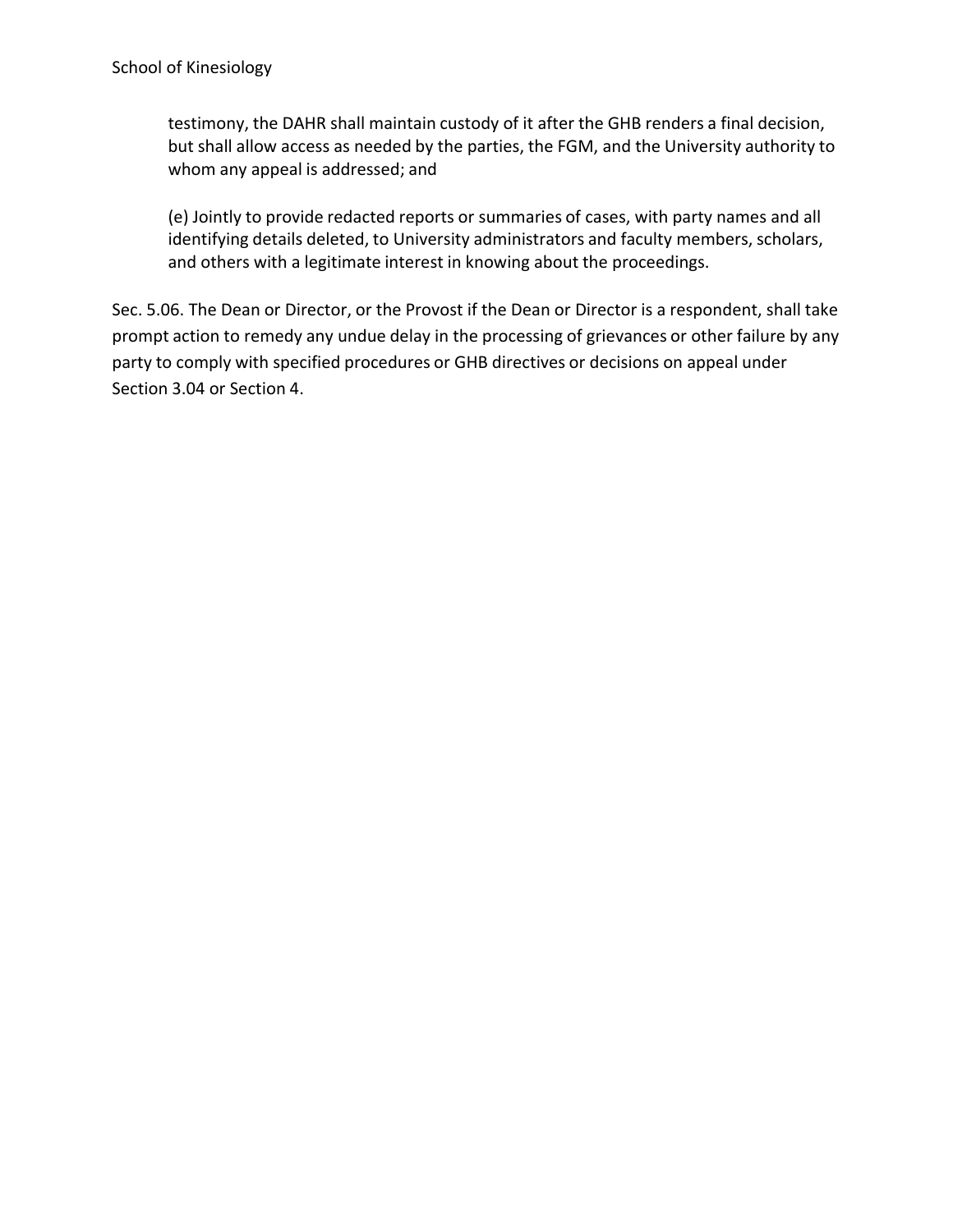testimony, the DAHR shall maintain custody of it after the GHB renders a final decision, but shall allow access as needed by the parties, the FGM, and the University authority to whom any appeal is addressed; and

(e) Jointly to provide redacted reports or summaries of cases, with party names and all identifying details deleted, to University administrators and faculty members, scholars, and others with a legitimate interest in knowing about the proceedings.

Sec. 5.06. The Dean or Director, or the Provost if the Dean or Director is a respondent, shall take prompt action to remedy any undue delay in the processing of grievances or other failure by any party to comply with specified procedures or GHB directives or decisions on appeal under Section 3.04 or Section 4.